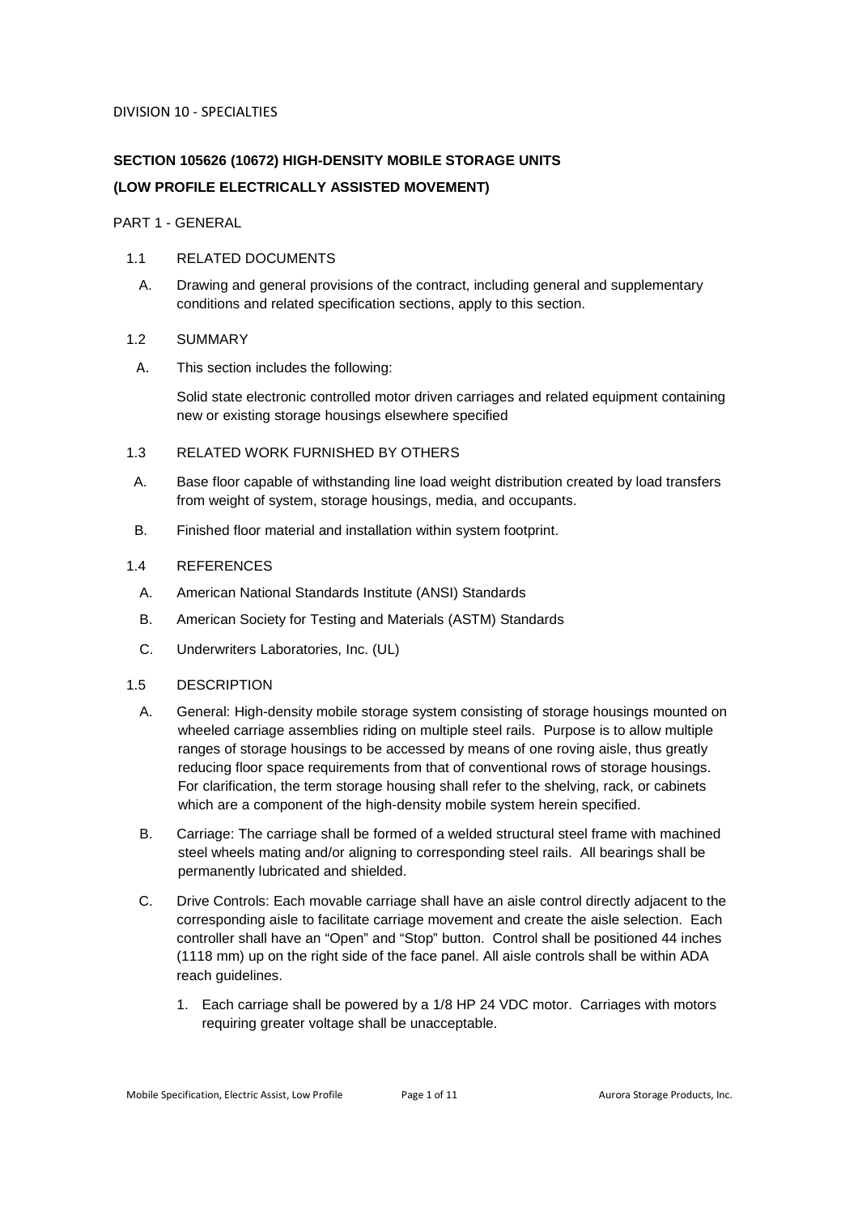DIVISION 10 - SPECIALTIES

## SECTION 105626 (10672) HIGH-DENSITY MOBILE STORAGE UNITS

## (LOW PROFILE ELECTRICALLY ASSISTED MOVEMENT)

### PART 1 - GENERAL

1.1 RELATED DOCUMENTS

A. Drawing and general provisions of the contract, including general and supplementary conditions and related specification sections, apply to this section.

1.2 SUMMARY

A. This section includes the following:

Solid state electronic controlled motor driven carriages and related equipment containing new or existing storage housings elsewhere specified

1.3 RELATED WORK FURNISHED BY OTHERS

A. Base floor capable of withstanding line load weight distribution created by load transfers from weight of system, storage housings, media, and occupants.

B. Finished floor material and installation within system footprint.

1.4 REFERENCES

A. American National Standards Institute (ANSI) Standards

B. American Society for Testing and Materials (ASTM) Standards

C. Underwriters Laboratories, Inc. (UL)

1.5 DESCRIPTION

A. General: High-density mobile storage system consisting of storage housings mounted on wheeled carriage assemblies riding on multiple steel rails. Purpose is to allow multiple ranges of storage housings to be accessed by means of one roving aisle, thus greatly reducing floor space requirements from that of conventional rows of storage housings. For clarification, the term storage housing shall refer to the shelving, rack, or cabinets which are a component of the high-density mobile system herein specified.

B. Carriage: The carriage shall be formed of a welded structural steel frame with machined steel wheels mating and/or aligning to corresponding steel rails. All bearings shall be permanently lubricated and shielded.

C. Drive Controls: Each movable carriage shall have an aisle control directly adjacent to the corresponding aisle to facilitate carriage movement and create the aisle selection. Each controller shall have an “Open” and “Stop” button. Control shall be positioned 44 inches (1118 mm) up on the right side of the face panel. All aisle controls shall be within ADA reach guidelines.

1. Each carriage shall be powered by a 1/8 HP 24 VDC motor. Carriages with motors requiring greater voltage shall be unacceptable.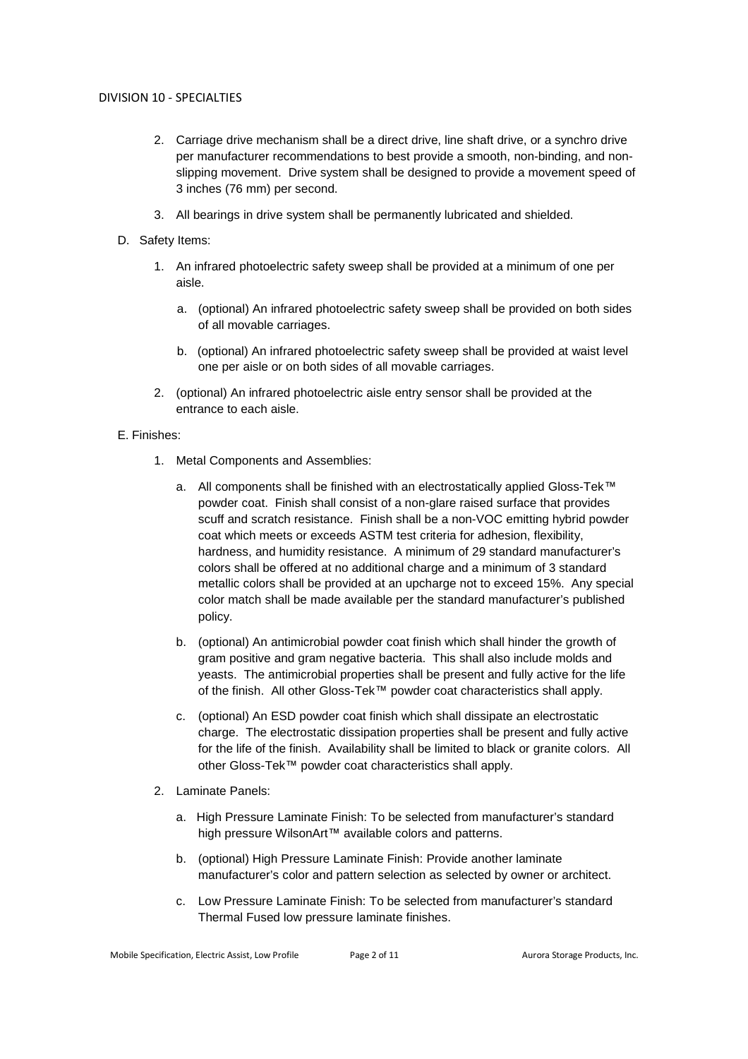2. Carriage drive mechanism shall be a direct drive, line shaft drive, or a synchro drive per manufacturer recommendations to best provide a smooth, non-binding, and non-slipping movement. Drive system shall be designed to provide a movement speed of 3 inches (76 mm) per second.

3. All bearings in drive system shall be permanently lubricated and shielded.

D. Safety Items:

1. An infrared photoelectric safety sweep shall be provided at a minimum of one per aisle.

   a. (optional) An infrared photoelectric safety sweep shall be provided on both sides of all movable carriages.

   b. (optional) An infrared photoelectric safety sweep shall be provided at waist level one per aisle or on both sides of all movable carriages.

2. (optional) An infrared photoelectric aisle entry sensor shall be provided at the entrance to each aisle.

E. Finishes:

1. Metal Components and Assemblies:

   a. All components shall be finished with an electrostatically applied Gloss-Tek™ powder coat. Finish shall consist of a non-glare raised surface that provides scuff and scratch resistance. Finish shall be a non-VOC emitting hybrid powder coat which meets or exceeds ASTM test criteria for adhesion, flexibility, hardness, and humidity resistance. A minimum of 29 standard manufacturer's colors shall be offered at no additional charge and a minimum of 3 standard metallic colors shall be provided at an upcharge not to exceed 15%. Any special color match shall be made available per the standard manufacturer's published policy.

   b. (optional) An antimicrobial powder coat finish which shall hinder the growth of gram positive and gram negative bacteria. This shall also include molds and yeasts. The antimicrobial properties shall be present and fully active for the life of the finish. All other Gloss-Tek™ powder coat characteristics shall apply.

   c. (optional) An ESD powder coat finish which shall dissipate an electrostatic charge. The electrostatic dissipation properties shall be present and fully active for the life of the finish. Availability shall be limited to black or granite colors. All other Gloss-Tek™ powder coat characteristics shall apply.

2. Laminate Panels:

   a. High Pressure Laminate Finish: To be selected from manufacturer's standard high pressure WilsonArt™ available colors and patterns.

   b. (optional) High Pressure Laminate Finish: Provide another laminate manufacturer's color and pattern selection as selected by owner or architect.

   c. Low Pressure Laminate Finish: To be selected from manufacturer's standard Thermal Fused low pressure laminate finishes.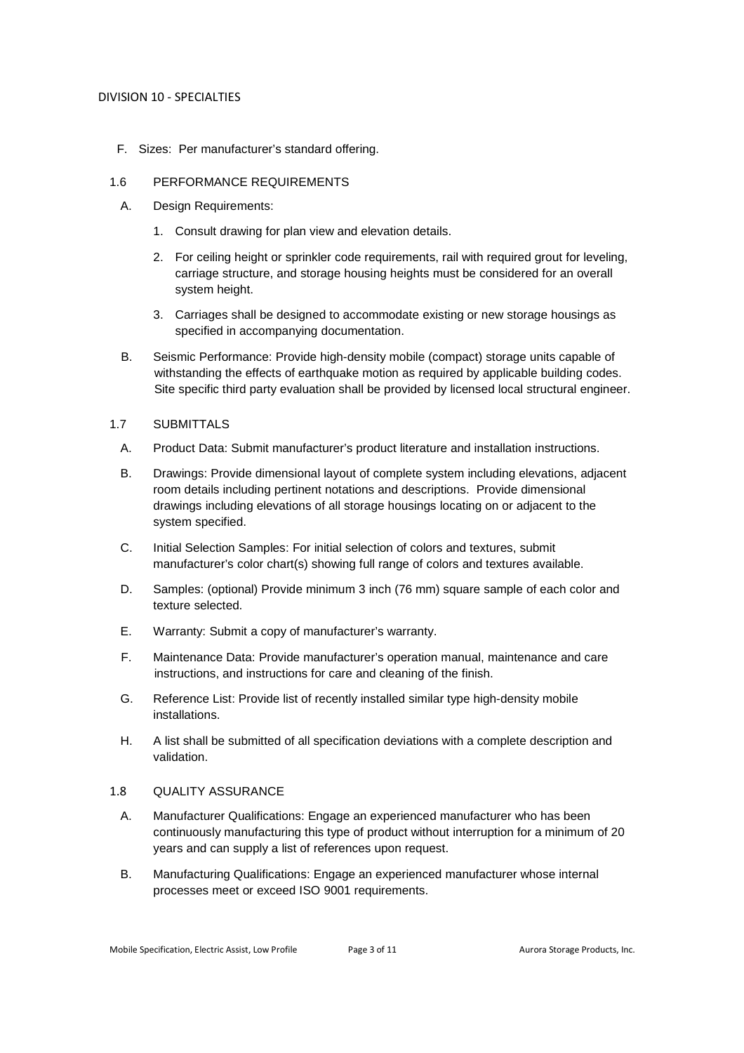F. Sizes: Per manufacturer's standard offering.

## 1.6 PERFORMANCE REQUIREMENTS

A. Design Requirements:

1. Consult drawing for plan view and elevation details.
2. For ceiling height or sprinkler code requirements, rail with required grout for leveling, carriage structure, and storage housing heights must be considered for an overall system height.
3. Carriages shall be designed to accommodate existing or new storage housings as specified in accompanying documentation.

B. Seismic Performance: Provide high-density mobile (compact) storage units capable of withstanding the effects of earthquake motion as required by applicable building codes. Site specific third party evaluation shall be provided by licensed local structural engineer.

## 1.7 SUBMITTALS

A. Product Data: Submit manufacturer's product literature and installation instructions.

B. Drawings: Provide dimensional layout of complete system including elevations, adjacent room details including pertinent notations and descriptions. Provide dimensional drawings including elevations of all storage housings locating on or adjacent to the system specified.

C. Initial Selection Samples: For initial selection of colors and textures, submit manufacturer's color chart(s) showing full range of colors and textures available.

D. Samples: (optional) Provide minimum 3 inch (76 mm) square sample of each color and texture selected.

E. Warranty: Submit a copy of manufacturer's warranty.

F. Maintenance Data: Provide manufacturer's operation manual, maintenance and care instructions, and instructions for care and cleaning of the finish.

G. Reference List: Provide list of recently installed similar type high-density mobile installations.

H. A list shall be submitted of all specification deviations with a complete description and validation.

## 1.8 QUALITY ASSURANCE

A. Manufacturer Qualifications: Engage an experienced manufacturer who has been continuously manufacturing this type of product without interruption for a minimum of 20 years and can supply a list of references upon request.

B. Manufacturing Qualifications: Engage an experienced manufacturer whose internal processes meet or exceed ISO 9001 requirements.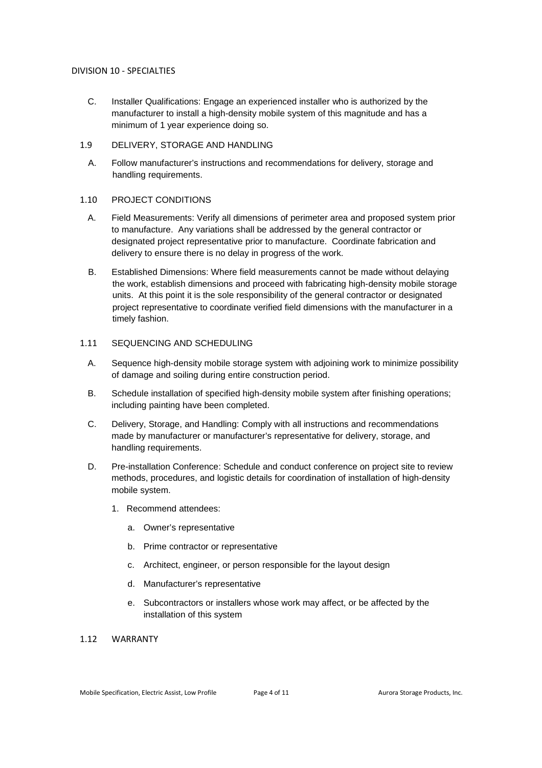C. Installer Qualifications: Engage an experienced installer who is authorized by the manufacturer to install a high-density mobile system of this magnitude and has a minimum of 1 year experience doing so.

## 1.9 DELIVERY, STORAGE AND HANDLING

A. Follow manufacturer's instructions and recommendations for delivery, storage and handling requirements.

## 1.10 PROJECT CONDITIONS

A. Field Measurements: Verify all dimensions of perimeter area and proposed system prior to manufacture. Any variations shall be addressed by the general contractor or designated project representative prior to manufacture. Coordinate fabrication and delivery to ensure there is no delay in progress of the work.

B. Established Dimensions: Where field measurements cannot be made without delaying the work, establish dimensions and proceed with fabricating high-density mobile storage units. At this point it is the sole responsibility of the general contractor or designated project representative to coordinate verified field dimensions with the manufacturer in a timely fashion.

## 1.11 SEQUENCING AND SCHEDULING

A. Sequence high-density mobile storage system with adjoining work to minimize possibility of damage and soiling during entire construction period.

B. Schedule installation of specified high-density mobile system after finishing operations; including painting have been completed.

C. Delivery, Storage, and Handling: Comply with all instructions and recommendations made by manufacturer or manufacturer's representative for delivery, storage, and handling requirements.

D. Pre-installation Conference: Schedule and conduct conference on project site to review methods, procedures, and logistic details for coordination of installation of high-density mobile system.

1. Recommend attendees:

   a. Owner's representative

   b. Prime contractor or representative

   c. Architect, engineer, or person responsible for the layout design

   d. Manufacturer's representative

   e. Subcontractors or installers whose work may affect, or be affected by the installation of this system

## 1.12 WARRANTY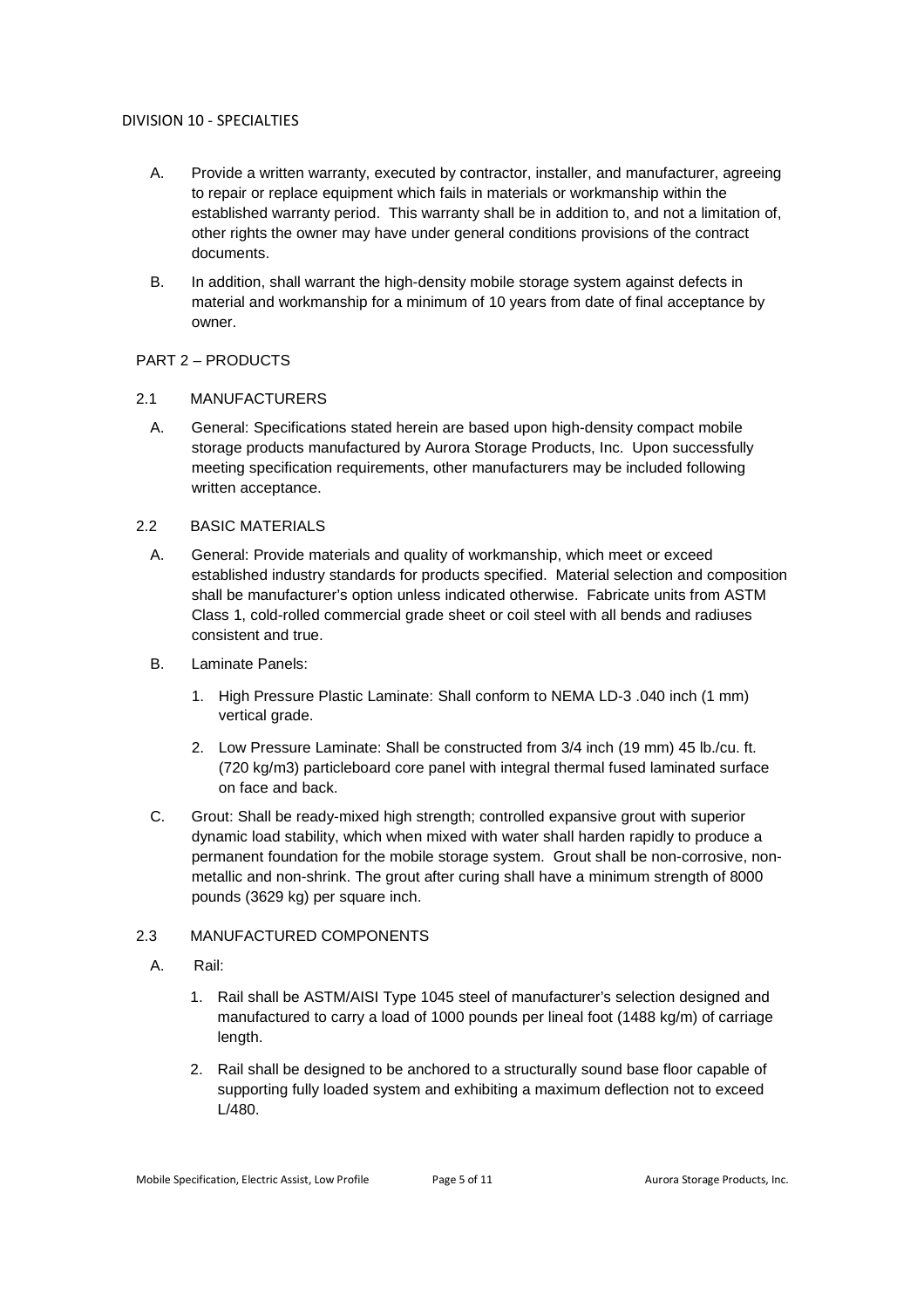DIVISION 10 - SPECIALTIES

A. Provide a written warranty, executed by contractor, installer, and manufacturer, agreeing to repair or replace equipment which fails in materials or workmanship within the established warranty period. This warranty shall be in addition to, and not a limitation of, other rights the owner may have under general conditions provisions of the contract documents.

B. In addition, shall warrant the high-density mobile storage system against defects in material and workmanship for a minimum of 10 years from date of final acceptance by owner.

## PART 2 – PRODUCTS

### 2.1 MANUFACTURERS

A. General: Specifications stated herein are based upon high-density compact mobile storage products manufactured by Aurora Storage Products, Inc. Upon successfully meeting specification requirements, other manufacturers may be included following written acceptance.

### 2.2 BASIC MATERIALS

A. General: Provide materials and quality of workmanship, which meet or exceed established industry standards for products specified. Material selection and composition shall be manufacturer's option unless indicated otherwise. Fabricate units from ASTM Class 1, cold-rolled commercial grade sheet or coil steel with all bends and radiuses consistent and true.

B. Laminate Panels:

1. High Pressure Plastic Laminate: Shall conform to NEMA LD-3 .040 inch (1 mm) vertical grade.
2. Low Pressure Laminate: Shall be constructed from 3/4 inch (19 mm) 45 lb./cu. ft. (720 kg/m3) particleboard core panel with integral thermal fused laminated surface on face and back.

C. Grout: Shall be ready-mixed high strength; controlled expansive grout with superior dynamic load stability, which when mixed with water shall harden rapidly to produce a permanent foundation for the mobile storage system. Grout shall be non-corrosive, non-metallic and non-shrink. The grout after curing shall have a minimum strength of 8000 pounds (3629 kg) per square inch.

### 2.3 MANUFACTURED COMPONENTS

A. Rail:

1. Rail shall be ASTM/AISI Type 1045 steel of manufacturer's selection designed and manufactured to carry a load of 1000 pounds per lineal foot (1488 kg/m) of carriage length.
2. Rail shall be designed to be anchored to a structurally sound base floor capable of supporting fully loaded system and exhibiting a maximum deflection not to exceed L/480.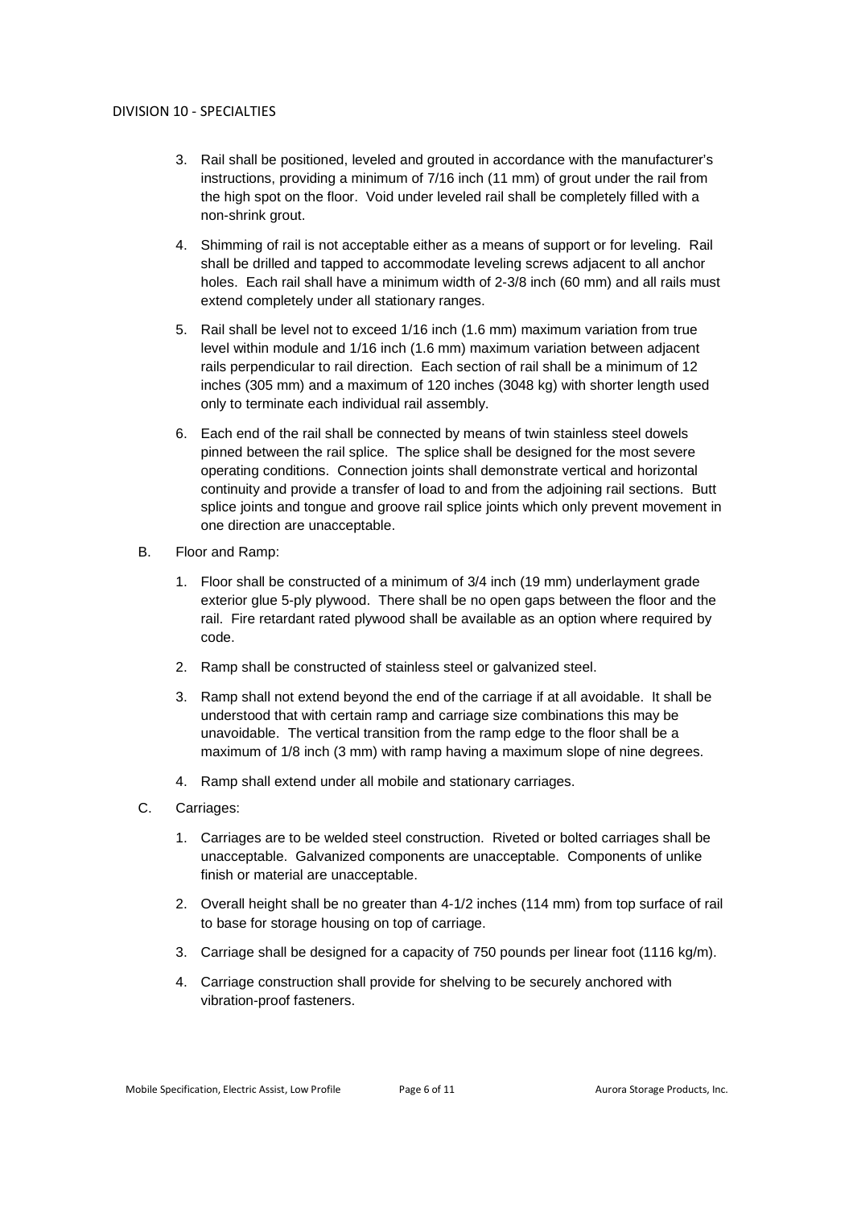3. Rail shall be positioned, leveled and grouted in accordance with the manufacturer's instructions, providing a minimum of 7/16 inch (11 mm) of grout under the rail from the high spot on the floor. Void under leveled rail shall be completely filled with a non-shrink grout.

4. Shimming of rail is not acceptable either as a means of support or for leveling. Rail shall be drilled and tapped to accommodate leveling screws adjacent to all anchor holes. Each rail shall have a minimum width of 2-3/8 inch (60 mm) and all rails must extend completely under all stationary ranges.

5. Rail shall be level not to exceed 1/16 inch (1.6 mm) maximum variation from true level within module and 1/16 inch (1.6 mm) maximum variation between adjacent rails perpendicular to rail direction. Each section of rail shall be a minimum of 12 inches (305 mm) and a maximum of 120 inches (3048 kg) with shorter length used only to terminate each individual rail assembly.

6. Each end of the rail shall be connected by means of twin stainless steel dowels pinned between the rail splice. The splice shall be designed for the most severe operating conditions. Connection joints shall demonstrate vertical and horizontal continuity and provide a transfer of load to and from the adjoining rail sections. Butt splice joints and tongue and groove rail splice joints which only prevent movement in one direction are unacceptable.

B. Floor and Ramp:

1. Floor shall be constructed of a minimum of 3/4 inch (19 mm) underlayment grade exterior glue 5-ply plywood. There shall be no open gaps between the floor and the rail. Fire retardant rated plywood shall be available as an option where required by code.

2. Ramp shall be constructed of stainless steel or galvanized steel.

3. Ramp shall not extend beyond the end of the carriage if at all avoidable. It shall be understood that with certain ramp and carriage size combinations this may be unavoidable. The vertical transition from the ramp edge to the floor shall be a maximum of 1/8 inch (3 mm) with ramp having a maximum slope of nine degrees.

4. Ramp shall extend under all mobile and stationary carriages.

C. Carriages:

1. Carriages are to be welded steel construction. Riveted or bolted carriages shall be unacceptable. Galvanized components are unacceptable. Components of unlike finish or material are unacceptable.

2. Overall height shall be no greater than 4-1/2 inches (114 mm) from top surface of rail to base for storage housing on top of carriage.

3. Carriage shall be designed for a capacity of 750 pounds per linear foot (1116 kg/m).

4. Carriage construction shall provide for shelving to be securely anchored with vibration-proof fasteners.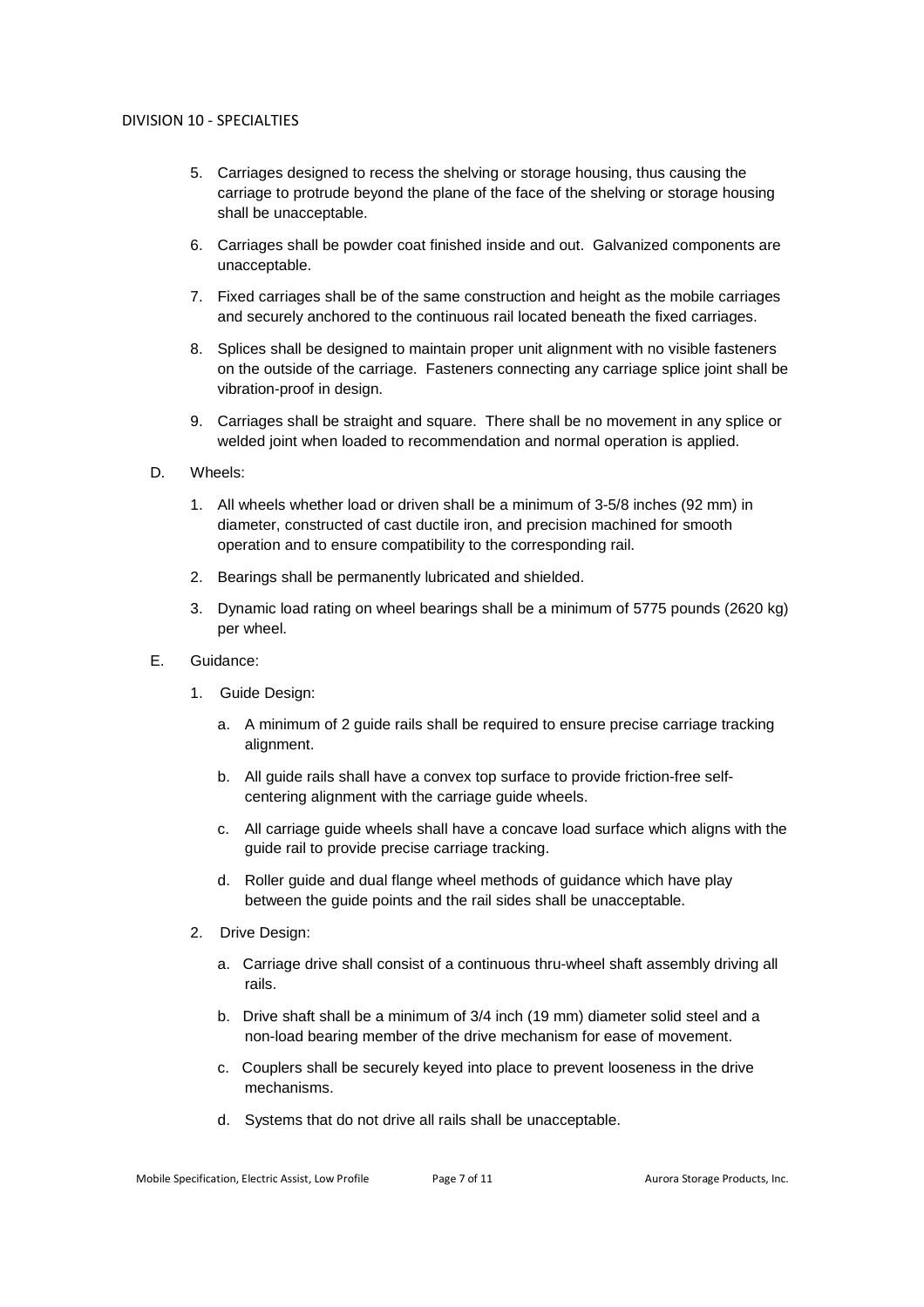5. Carriages designed to recess the shelving or storage housing, thus causing the carriage to protrude beyond the plane of the face of the shelving or storage housing shall be unacceptable.

6. Carriages shall be powder coat finished inside and out. Galvanized components are unacceptable.

7. Fixed carriages shall be of the same construction and height as the mobile carriages and securely anchored to the continuous rail located beneath the fixed carriages.

8. Splices shall be designed to maintain proper unit alignment with no visible fasteners on the outside of the carriage. Fasteners connecting any carriage splice joint shall be vibration-proof in design.

9. Carriages shall be straight and square. There shall be no movement in any splice or welded joint when loaded to recommendation and normal operation is applied.

D. Wheels:

1. All wheels whether load or driven shall be a minimum of 3-5/8 inches (92 mm) in diameter, constructed of cast ductile iron, and precision machined for smooth operation and to ensure compatibility to the corresponding rail.

2. Bearings shall be permanently lubricated and shielded.

3. Dynamic load rating on wheel bearings shall be a minimum of 5775 pounds (2620 kg) per wheel.

E. Guidance:

1. Guide Design:

   a. A minimum of 2 guide rails shall be required to ensure precise carriage tracking alignment.

   b. All guide rails shall have a convex top surface to provide friction-free self-centering alignment with the carriage guide wheels.

   c. All carriage guide wheels shall have a concave load surface which aligns with the guide rail to provide precise carriage tracking.

   d. Roller guide and dual flange wheel methods of guidance which have play between the guide points and the rail sides shall be unacceptable.

2. Drive Design:

   a. Carriage drive shall consist of a continuous thru-wheel shaft assembly driving all rails.

   b. Drive shaft shall be a minimum of 3/4 inch (19 mm) diameter solid steel and a non-load bearing member of the drive mechanism for ease of movement.

   c. Couplers shall be securely keyed into place to prevent looseness in the drive mechanisms.

   d. Systems that do not drive all rails shall be unacceptable.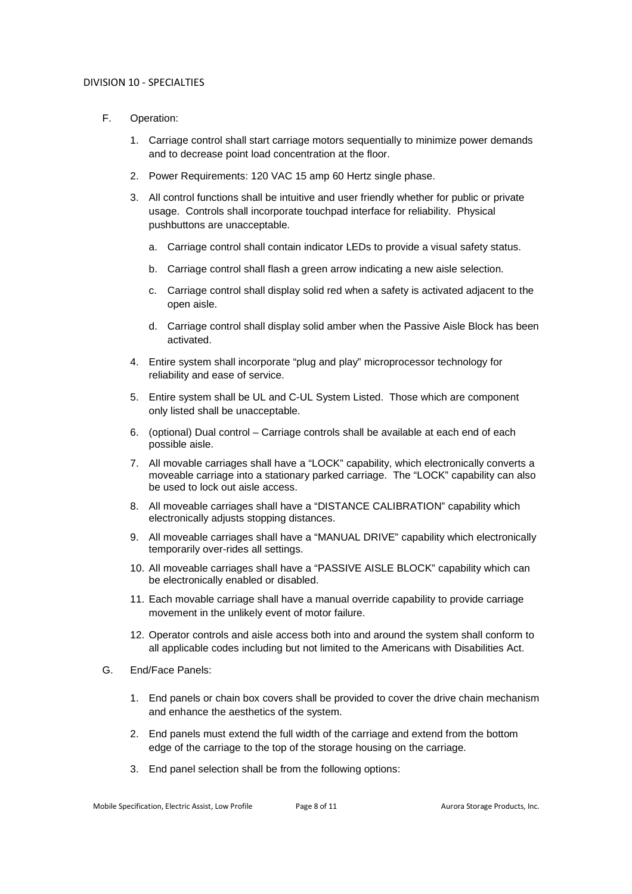F. Operation:

1. Carriage control shall start carriage motors sequentially to minimize power demands and to decrease point load concentration at the floor.

2. Power Requirements: 120 VAC 15 amp 60 Hertz single phase.

3. All control functions shall be intuitive and user friendly whether for public or private usage. Controls shall incorporate touchpad interface for reliability. Physical pushbuttons are unacceptable.

   a. Carriage control shall contain indicator LEDs to provide a visual safety status.

   b. Carriage control shall flash a green arrow indicating a new aisle selection.

   c. Carriage control shall display solid red when a safety is activated adjacent to the open aisle.

   d. Carriage control shall display solid amber when the Passive Aisle Block has been activated.

4. Entire system shall incorporate "plug and play" microprocessor technology for reliability and ease of service.

5. Entire system shall be UL and C-UL System Listed. Those which are component only listed shall be unacceptable.

6. (optional) Dual control – Carriage controls shall be available at each end of each possible aisle.

7. All movable carriages shall have a "LOCK" capability, which electronically converts a moveable carriage into a stationary parked carriage. The "LOCK" capability can also be used to lock out aisle access.

8. All moveable carriages shall have a "DISTANCE CALIBRATION" capability which electronically adjusts stopping distances.

9. All moveable carriages shall have a "MANUAL DRIVE" capability which electronically temporarily over-rides all settings.

10. All moveable carriages shall have a "PASSIVE AISLE BLOCK" capability which can be electronically enabled or disabled.

11. Each movable carriage shall have a manual override capability to provide carriage movement in the unlikely event of motor failure.

12. Operator controls and aisle access both into and around the system shall conform to all applicable codes including but not limited to the Americans with Disabilities Act.

G. End/Face Panels:

1. End panels or chain box covers shall be provided to cover the drive chain mechanism and enhance the aesthetics of the system.

2. End panels must extend the full width of the carriage and extend from the bottom edge of the carriage to the top of the storage housing on the carriage.

3. End panel selection shall be from the following options: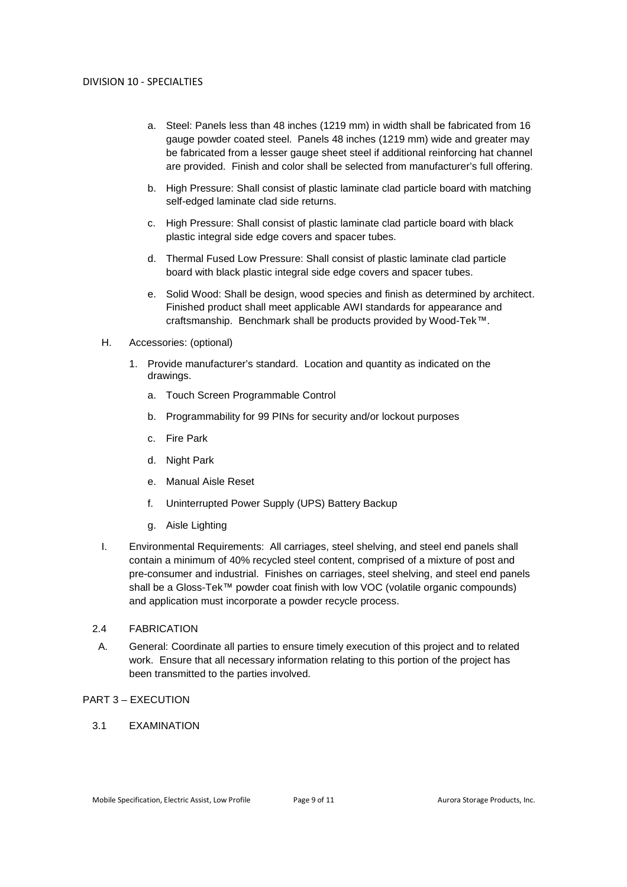a. Steel: Panels less than 48 inches (1219 mm) in width shall be fabricated from 16 gauge powder coated steel. Panels 48 inches (1219 mm) wide and greater may be fabricated from a lesser gauge sheet steel if additional reinforcing hat channel are provided. Finish and color shall be selected from manufacturer's full offering.

b. High Pressure: Shall consist of plastic laminate clad particle board with matching self-edged laminate clad side returns.

c. High Pressure: Shall consist of plastic laminate clad particle board with black plastic integral side edge covers and spacer tubes.

d. Thermal Fused Low Pressure: Shall consist of plastic laminate clad particle board with black plastic integral side edge covers and spacer tubes.

e. Solid Wood: Shall be design, wood species and finish as determined by architect. Finished product shall meet applicable AWI standards for appearance and craftsmanship. Benchmark shall be products provided by Wood-Tek™.

H. Accessories: (optional)

1. Provide manufacturer's standard. Location and quantity as indicated on the drawings.

   a. Touch Screen Programmable Control

   b. Programmability for 99 PINs for security and/or lockout purposes

   c. Fire Park

   d. Night Park

   e. Manual Aisle Reset

   f. Uninterrupted Power Supply (UPS) Battery Backup

   g. Aisle Lighting

I. Environmental Requirements: All carriages, steel shelving, and steel end panels shall contain a minimum of 40% recycled steel content, comprised of a mixture of post and pre-consumer and industrial. Finishes on carriages, steel shelving, and steel end panels shall be a Gloss-Tek™ powder coat finish with low VOC (volatile organic compounds) and application must incorporate a powder recycle process.

### 2.4 FABRICATION

A. General: Coordinate all parties to ensure timely execution of this project and to related work. Ensure that all necessary information relating to this portion of the project has been transmitted to the parties involved.

## PART 3 – EXECUTION

### 3.1 EXAMINATION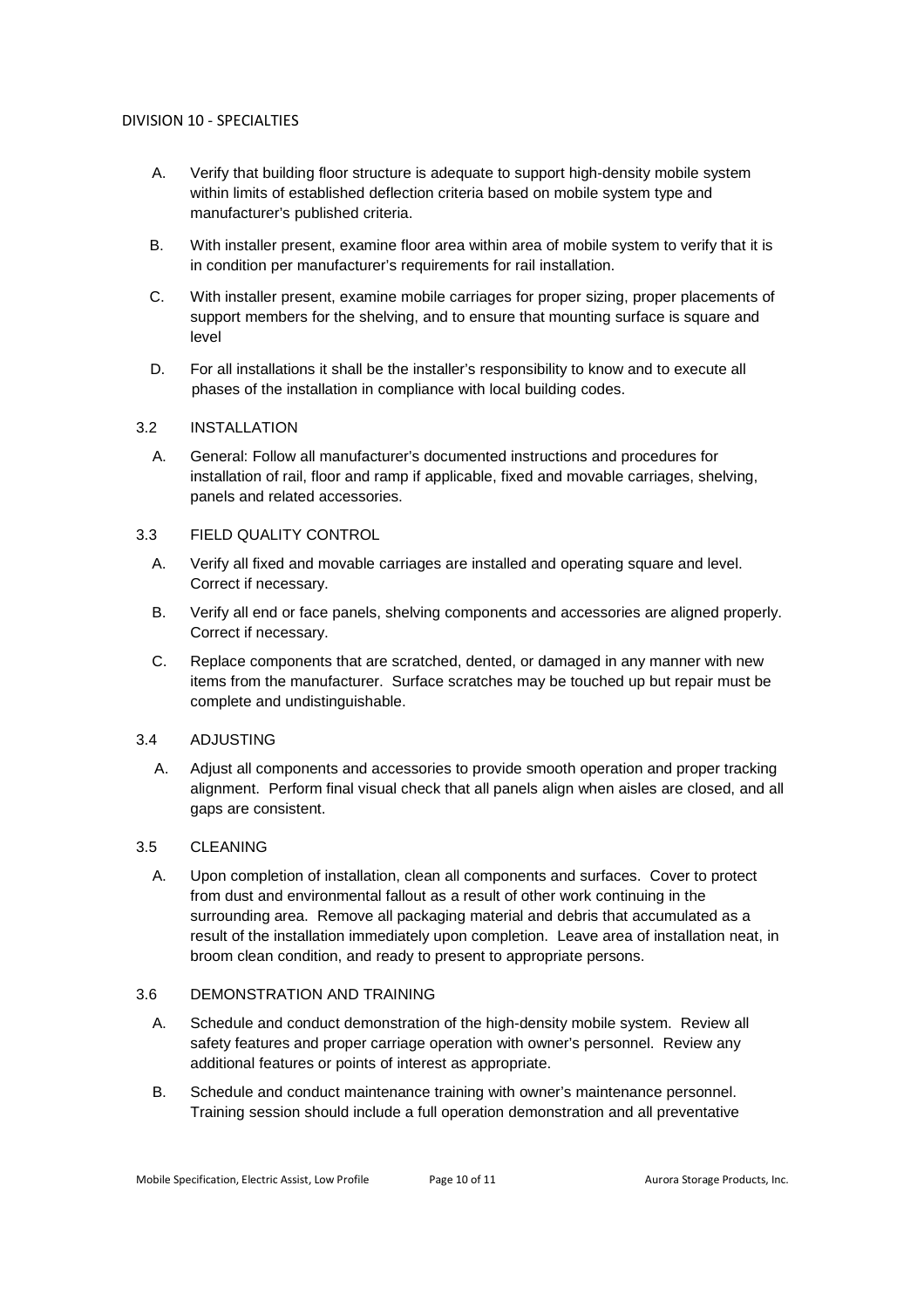A. Verify that building floor structure is adequate to support high-density mobile system within limits of established deflection criteria based on mobile system type and manufacturer's published criteria.

B. With installer present, examine floor area within area of mobile system to verify that it is in condition per manufacturer's requirements for rail installation.

C. With installer present, examine mobile carriages for proper sizing, proper placements of support members for the shelving, and to ensure that mounting surface is square and level

D. For all installations it shall be the installer's responsibility to know and to execute all phases of the installation in compliance with local building codes.

## 3.2 INSTALLATION

A. General: Follow all manufacturer's documented instructions and procedures for installation of rail, floor and ramp if applicable, fixed and movable carriages, shelving, panels and related accessories.

## 3.3 FIELD QUALITY CONTROL

A. Verify all fixed and movable carriages are installed and operating square and level. Correct if necessary.

B. Verify all end or face panels, shelving components and accessories are aligned properly. Correct if necessary.

C. Replace components that are scratched, dented, or damaged in any manner with new items from the manufacturer. Surface scratches may be touched up but repair must be complete and undistinguishable.

## 3.4 ADJUSTING

A. Adjust all components and accessories to provide smooth operation and proper tracking alignment. Perform final visual check that all panels align when aisles are closed, and all gaps are consistent.

## 3.5 CLEANING

A. Upon completion of installation, clean all components and surfaces. Cover to protect from dust and environmental fallout as a result of other work continuing in the surrounding area. Remove all packaging material and debris that accumulated as a result of the installation immediately upon completion. Leave area of installation neat, in broom clean condition, and ready to present to appropriate persons.

## 3.6 DEMONSTRATION AND TRAINING

A. Schedule and conduct demonstration of the high-density mobile system. Review all safety features and proper carriage operation with owner's personnel. Review any additional features or points of interest as appropriate.

B. Schedule and conduct maintenance training with owner's maintenance personnel. Training session should include a full operation demonstration and all preventative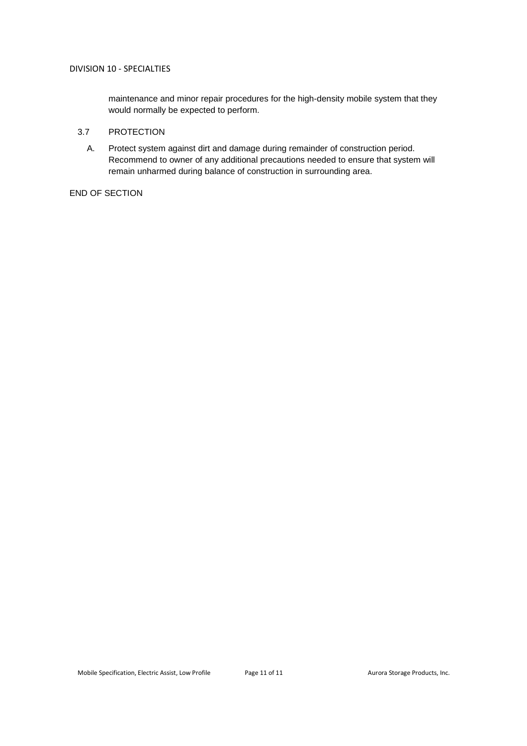maintenance and minor repair procedures for the high-density mobile system that they would normally be expected to perform.

### 3.7 PROTECTION

A. Protect system against dirt and damage during remainder of construction period. Recommend to owner of any additional precautions needed to ensure that system will remain unharmed during balance of construction in surrounding area.

END OF SECTION